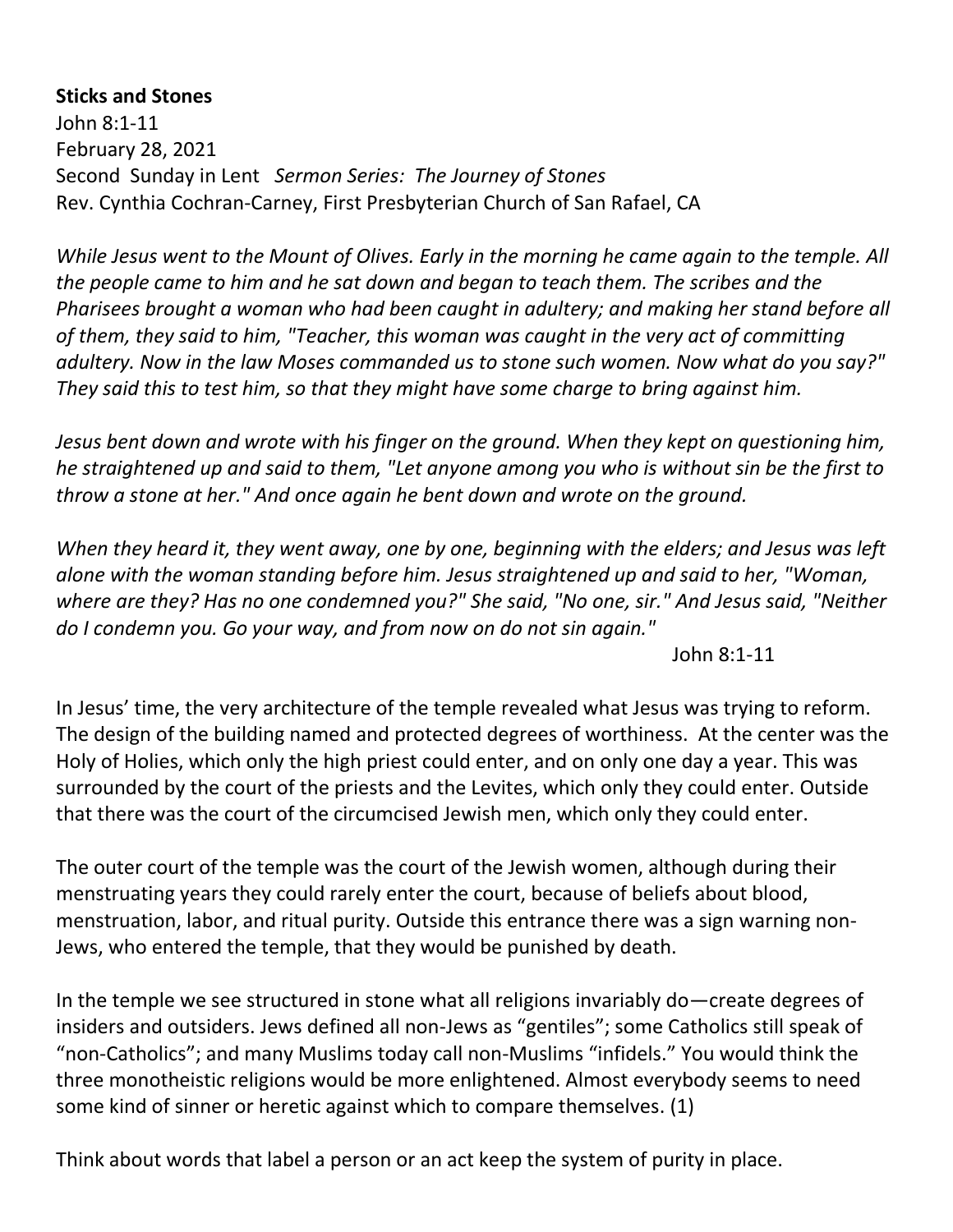**Sticks and Stones**
John 8:1-11
February 28, 2021
Second Sunday in Lent *Sermon Series: The Journey of Stones*
Rev. Cynthia Cochran-Carney, First Presbyterian Church of San Rafael, CA

*While Jesus went to the Mount of Olives. Early in the morning he came again to the temple. All the people came to him and he sat down and began to teach them. The scribes and the Pharisees brought a woman who had been caught in adultery; and making her stand before all of them, they said to him, "Teacher, this woman was caught in the very act of committing adultery. Now in the law Moses commanded us to stone such women. Now what do you say?" They said this to test him, so that they might have some charge to bring against him.*

*Jesus bent down and wrote with his finger on the ground. When they kept on questioning him, he straightened up and said to them, "Let anyone among you who is without sin be the first to throw a stone at her." And once again he bent down and wrote on the ground.*

*When they heard it, they went away, one by one, beginning with the elders; and Jesus was left alone with the woman standing before him. Jesus straightened up and said to her, "Woman, where are they? Has no one condemned you?" She said, "No one, sir." And Jesus said, "Neither do I condemn you. Go your way, and from now on do not sin again."*

John 8:1-11

In Jesus' time, the very architecture of the temple revealed what Jesus was trying to reform. The design of the building named and protected degrees of worthiness. At the center was the Holy of Holies, which only the high priest could enter, and on only one day a year. This was surrounded by the court of the priests and the Levites, which only they could enter. Outside that there was the court of the circumcised Jewish men, which only they could enter.

The outer court of the temple was the court of the Jewish women, although during their menstruating years they could rarely enter the court, because of beliefs about blood, menstruation, labor, and ritual purity. Outside this entrance there was a sign warning non-Jews, who entered the temple, that they would be punished by death.

In the temple we see structured in stone what all religions invariably do—create degrees of insiders and outsiders. Jews defined all non-Jews as "gentiles"; some Catholics still speak of "non-Catholics"; and many Muslims today call non-Muslims "infidels." You would think the three monotheistic religions would be more enlightened. Almost everybody seems to need some kind of sinner or heretic against which to compare themselves. (1)

Think about words that label a person or an act keep the system of purity in place.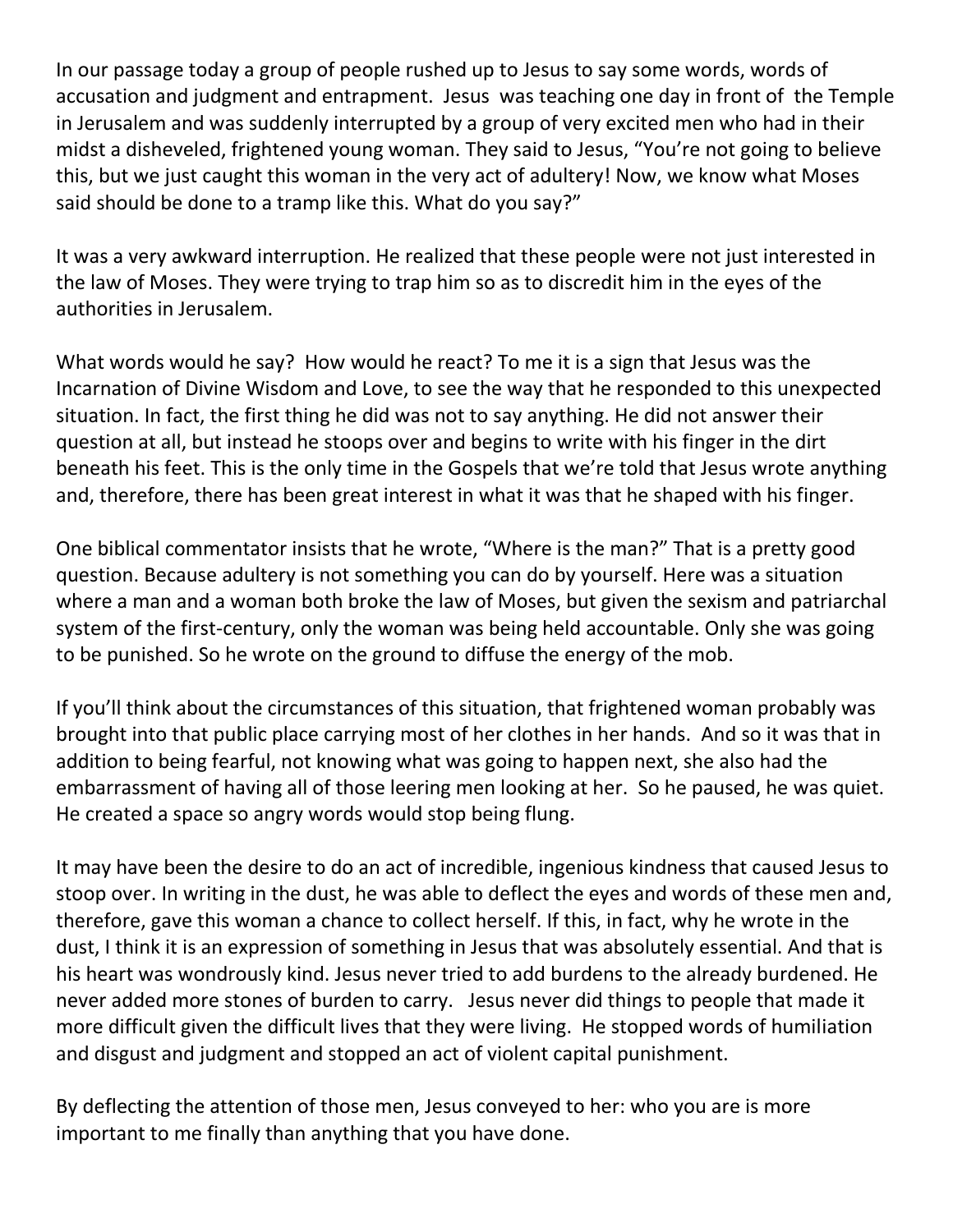In our passage today a group of people rushed up to Jesus to say some words, words of accusation and judgment and entrapment. Jesus was teaching one day in front of the Temple in Jerusalem and was suddenly interrupted by a group of very excited men who had in their midst a disheveled, frightened young woman. They said to Jesus, "You're not going to believe this, but we just caught this woman in the very act of adultery! Now, we know what Moses said should be done to a tramp like this. What do you say?"

It was a very awkward interruption. He realized that these people were not just interested in the law of Moses. They were trying to trap him so as to discredit him in the eyes of the authorities in Jerusalem.

What words would he say? How would he react? To me it is a sign that Jesus was the Incarnation of Divine Wisdom and Love, to see the way that he responded to this unexpected situation. In fact, the first thing he did was not to say anything. He did not answer their question at all, but instead he stoops over and begins to write with his finger in the dirt beneath his feet. This is the only time in the Gospels that we're told that Jesus wrote anything and, therefore, there has been great interest in what it was that he shaped with his finger.

One biblical commentator insists that he wrote, "Where is the man?" That is a pretty good question. Because adultery is not something you can do by yourself. Here was a situation where a man and a woman both broke the law of Moses, but given the sexism and patriarchal system of the first-century, only the woman was being held accountable. Only she was going to be punished. So he wrote on the ground to diffuse the energy of the mob.

If you'll think about the circumstances of this situation, that frightened woman probably was brought into that public place carrying most of her clothes in her hands. And so it was that in addition to being fearful, not knowing what was going to happen next, she also had the embarrassment of having all of those leering men looking at her. So he paused, he was quiet. He created a space so angry words would stop being flung.

It may have been the desire to do an act of incredible, ingenious kindness that caused Jesus to stoop over. In writing in the dust, he was able to deflect the eyes and words of these men and, therefore, gave this woman a chance to collect herself. If this, in fact, why he wrote in the dust, I think it is an expression of something in Jesus that was absolutely essential. And that is his heart was wondrously kind. Jesus never tried to add burdens to the already burdened. He never added more stones of burden to carry. Jesus never did things to people that made it more difficult given the difficult lives that they were living. He stopped words of humiliation and disgust and judgment and stopped an act of violent capital punishment.

By deflecting the attention of those men, Jesus conveyed to her: who you are is more important to me finally than anything that you have done.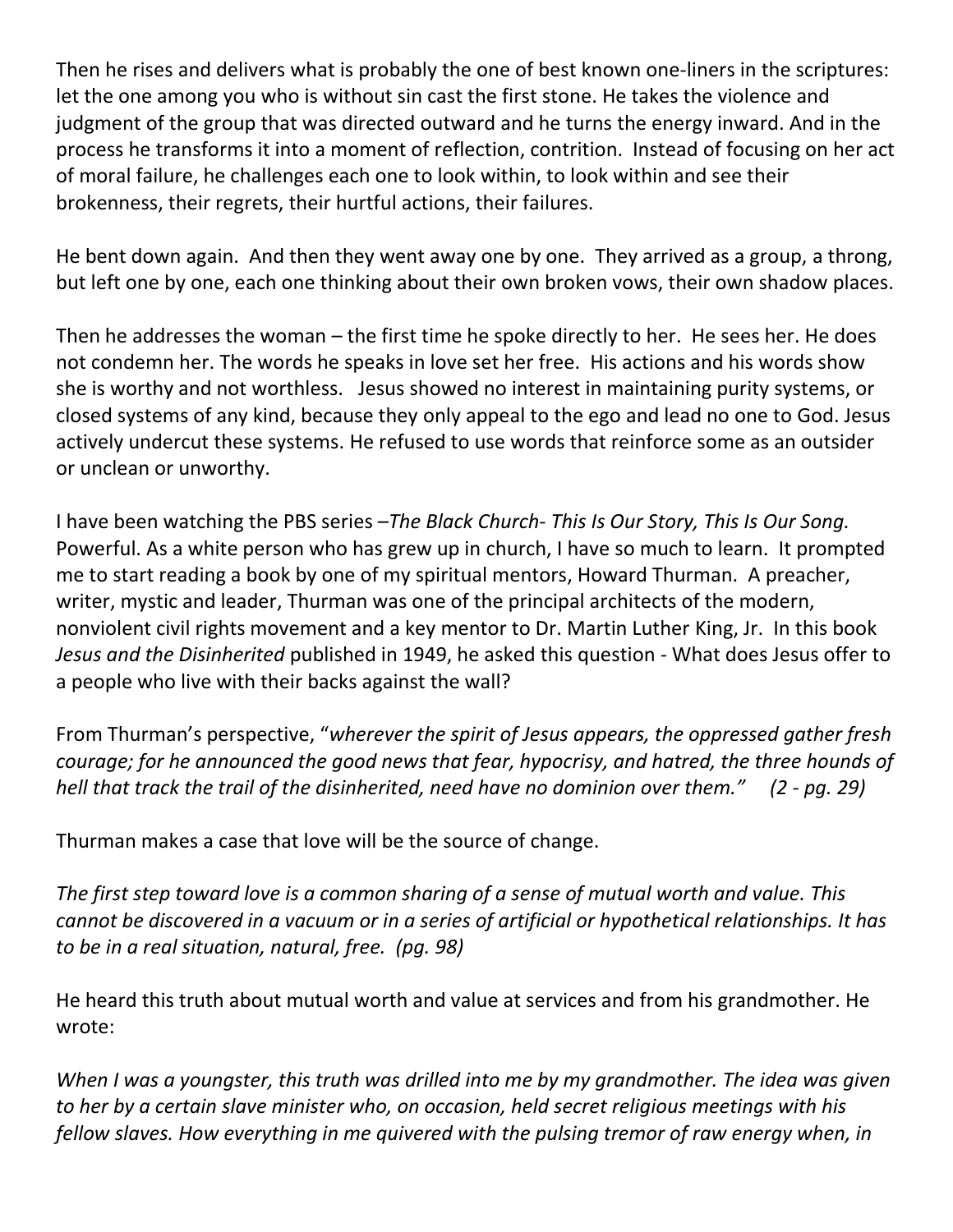Then he rises and delivers what is probably the one of best known one-liners in the scriptures: let the one among you who is without sin cast the first stone. He takes the violence and judgment of the group that was directed outward and he turns the energy inward. And in the process he transforms it into a moment of reflection, contrition. Instead of focusing on her act of moral failure, he challenges each one to look within, to look within and see their brokenness, their regrets, their hurtful actions, their failures.

He bent down again. And then they went away one by one. They arrived as a group, a throng, but left one by one, each one thinking about their own broken vows, their own shadow places.

Then he addresses the woman – the first time he spoke directly to her. He sees her. He does not condemn her. The words he speaks in love set her free. His actions and his words show she is worthy and not worthless. Jesus showed no interest in maintaining purity systems, or closed systems of any kind, because they only appeal to the ego and lead no one to God. Jesus actively undercut these systems. He refused to use words that reinforce some as an outsider or unclean or unworthy.

I have been watching the PBS series –*The Black Church- This Is Our Story, This Is Our Song.* Powerful. As a white person who has grew up in church, I have so much to learn. It prompted me to start reading a book by one of my spiritual mentors, Howard Thurman. A preacher, writer, mystic and leader, Thurman was one of the principal architects of the modern, nonviolent civil rights movement and a key mentor to Dr. Martin Luther King, Jr. In this book *Jesus and the Disinherited* published in 1949, he asked this question - What does Jesus offer to a people who live with their backs against the wall?

From Thurman's perspective, "*wherever the spirit of Jesus appears, the oppressed gather fresh courage; for he announced the good news that fear, hypocrisy, and hatred, the three hounds of hell that track the trail of the disinherited, need have no dominion over them." (2 - pg. 29)*

Thurman makes a case that love will be the source of change.

*The first step toward love is a common sharing of a sense of mutual worth and value. This cannot be discovered in a vacuum or in a series of artificial or hypothetical relationships. It has to be in a real situation, natural, free. (pg. 98)*

He heard this truth about mutual worth and value at services and from his grandmother. He wrote:

*When I was a youngster, this truth was drilled into me by my grandmother. The idea was given to her by a certain slave minister who, on occasion, held secret religious meetings with his fellow slaves. How everything in me quivered with the pulsing tremor of raw energy when, in*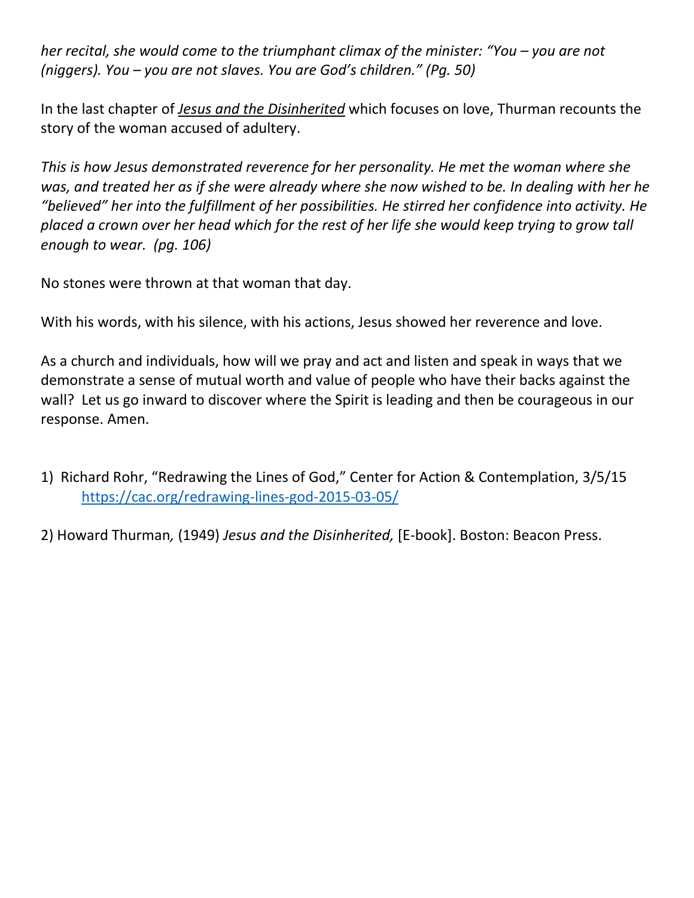*her recital, she would come to the triumphant climax of the minister: "You – you are not (niggers). You – you are not slaves. You are God's children." (Pg. 50)*

In the last chapter of *Jesus and the Disinherited* which focuses on love, Thurman recounts the story of the woman accused of adultery.

*This is how Jesus demonstrated reverence for her personality. He met the woman where she was, and treated her as if she were already where she now wished to be. In dealing with her he "believed" her into the fulfillment of her possibilities. He stirred her confidence into activity. He placed a crown over her head which for the rest of her life she would keep trying to grow tall enough to wear. (pg. 106)*

No stones were thrown at that woman that day.

With his words, with his silence, with his actions, Jesus showed her reverence and love.

As a church and individuals, how will we pray and act and listen and speak in ways that we demonstrate a sense of mutual worth and value of people who have their backs against the wall? Let us go inward to discover where the Spirit is leading and then be courageous in our response. Amen.

1) Richard Rohr, "Redrawing the Lines of God," Center for Action & Contemplation, 3/5/15 https://cac.org/redrawing-lines-god-2015-03-05/

2) Howard Thurman, (1949) *Jesus and the Disinherited,* [E-book]. Boston: Beacon Press.